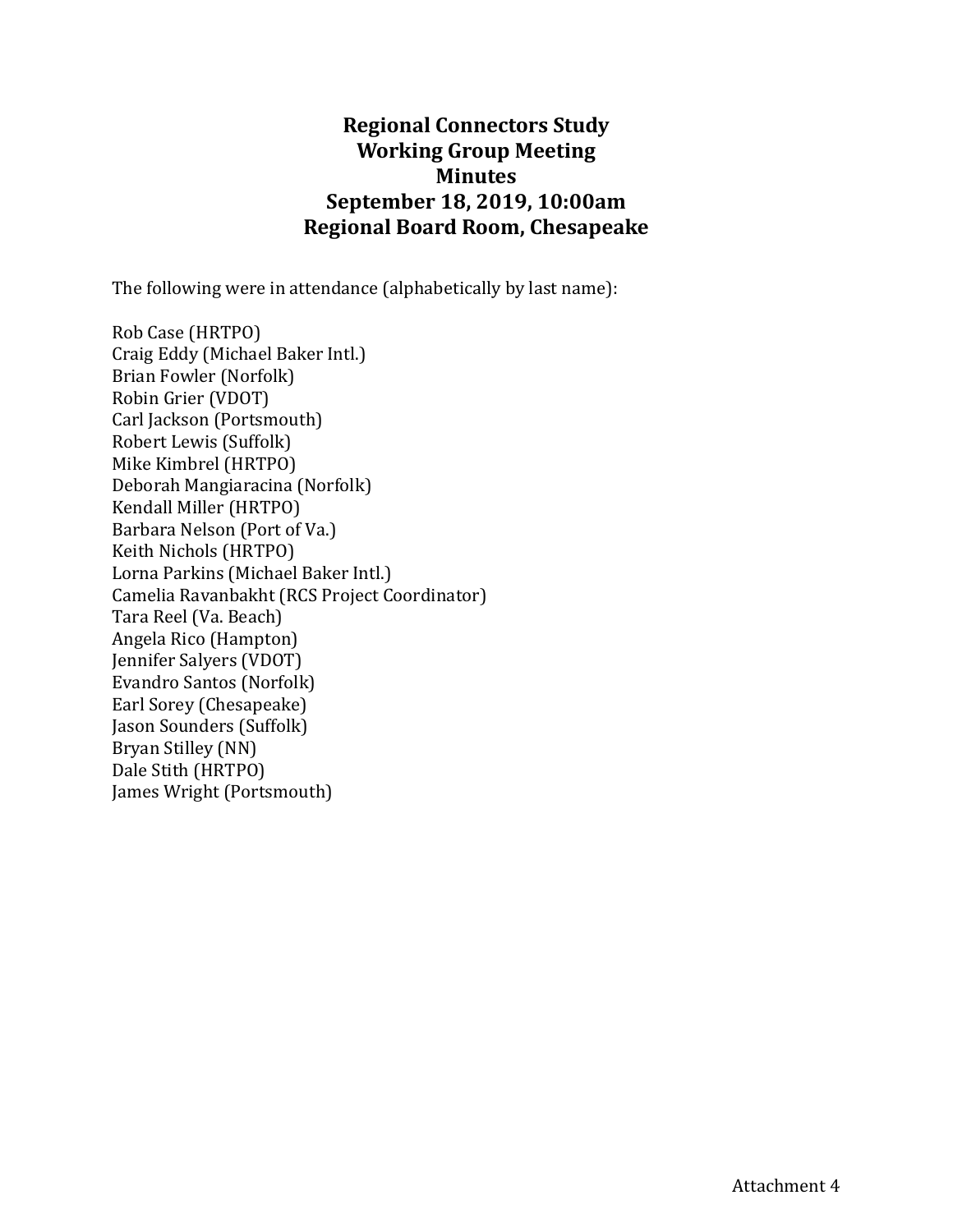# Regional Connectors Study
## Working Group Meeting
## Minutes
## September 18, 2019, 10:00am
## Regional Board Room, Chesapeake

The following were in attendance (alphabetically by last name):

Rob Case (HRTPO)
Craig Eddy (Michael Baker Intl.)
Brian Fowler (Norfolk)
Robin Grier (VDOT)
Carl Jackson (Portsmouth)
Robert Lewis (Suffolk)
Mike Kimbrel (HRTPO)
Deborah Mangiaracina (Norfolk)
Kendall Miller (HRTPO)
Barbara Nelson (Port of Va.)
Keith Nichols (HRTPO)
Lorna Parkins (Michael Baker Intl.)
Camelia Ravanbakht (RCS Project Coordinator)
Tara Reel (Va. Beach)
Angela Rico (Hampton)
Jennifer Salyers (VDOT)
Evandro Santos (Norfolk)
Earl Sorey (Chesapeake)
Jason Sounders (Suffolk)
Bryan Stilley (NN)
Dale Stith (HRTPO)
James Wright (Portsmouth)

Attachment 4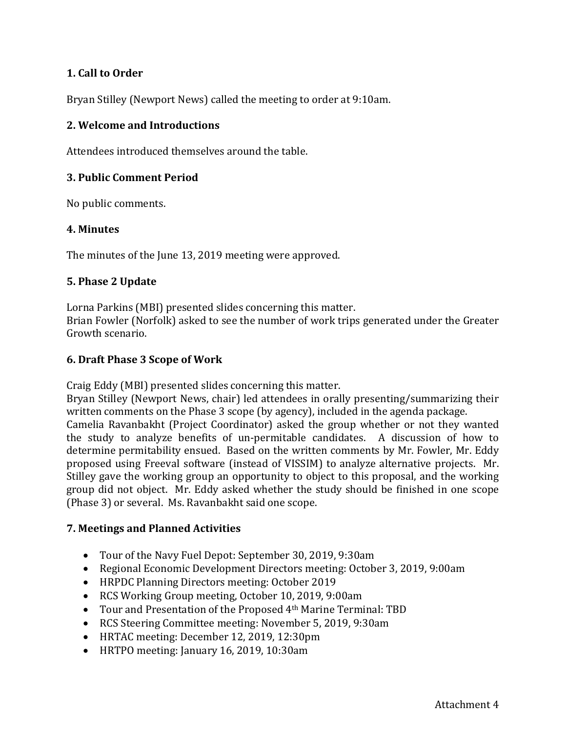## 1. Call to Order

Bryan Stilley (Newport News) called the meeting to order at 9:10am.

## 2. Welcome and Introductions

Attendees introduced themselves around the table.

## 3. Public Comment Period

No public comments.

## 4. Minutes

The minutes of the June 13, 2019 meeting were approved.

## 5. Phase 2 Update

Lorna Parkins (MBI) presented slides concerning this matter.
Brian Fowler (Norfolk) asked to see the number of work trips generated under the Greater Growth scenario.

## 6. Draft Phase 3 Scope of Work

Craig Eddy (MBI) presented slides concerning this matter.
Bryan Stilley (Newport News, chair) led attendees in orally presenting/summarizing their written comments on the Phase 3 scope (by agency), included in the agenda package.
Camelia Ravanbakht (Project Coordinator) asked the group whether or not they wanted the study to analyze benefits of un-permitable candidates. A discussion of how to determine permitability ensued. Based on the written comments by Mr. Fowler, Mr. Eddy proposed using Freeval software (instead of VISSIM) to analyze alternative projects. Mr. Stilley gave the working group an opportunity to object to this proposal, and the working group did not object. Mr. Eddy asked whether the study should be finished in one scope (Phase 3) or several. Ms. Ravanbakht said one scope.

## 7. Meetings and Planned Activities

- Tour of the Navy Fuel Depot: September 30, 2019, 9:30am
- Regional Economic Development Directors meeting: October 3, 2019, 9:00am
- HRPDC Planning Directors meeting: October 2019
- RCS Working Group meeting, October 10, 2019, 9:00am
- Tour and Presentation of the Proposed 4th Marine Terminal: TBD
- RCS Steering Committee meeting: November 5, 2019, 9:30am
- HRTAC meeting: December 12, 2019, 12:30pm
- HRTPO meeting: January 16, 2019, 10:30am

Attachment 4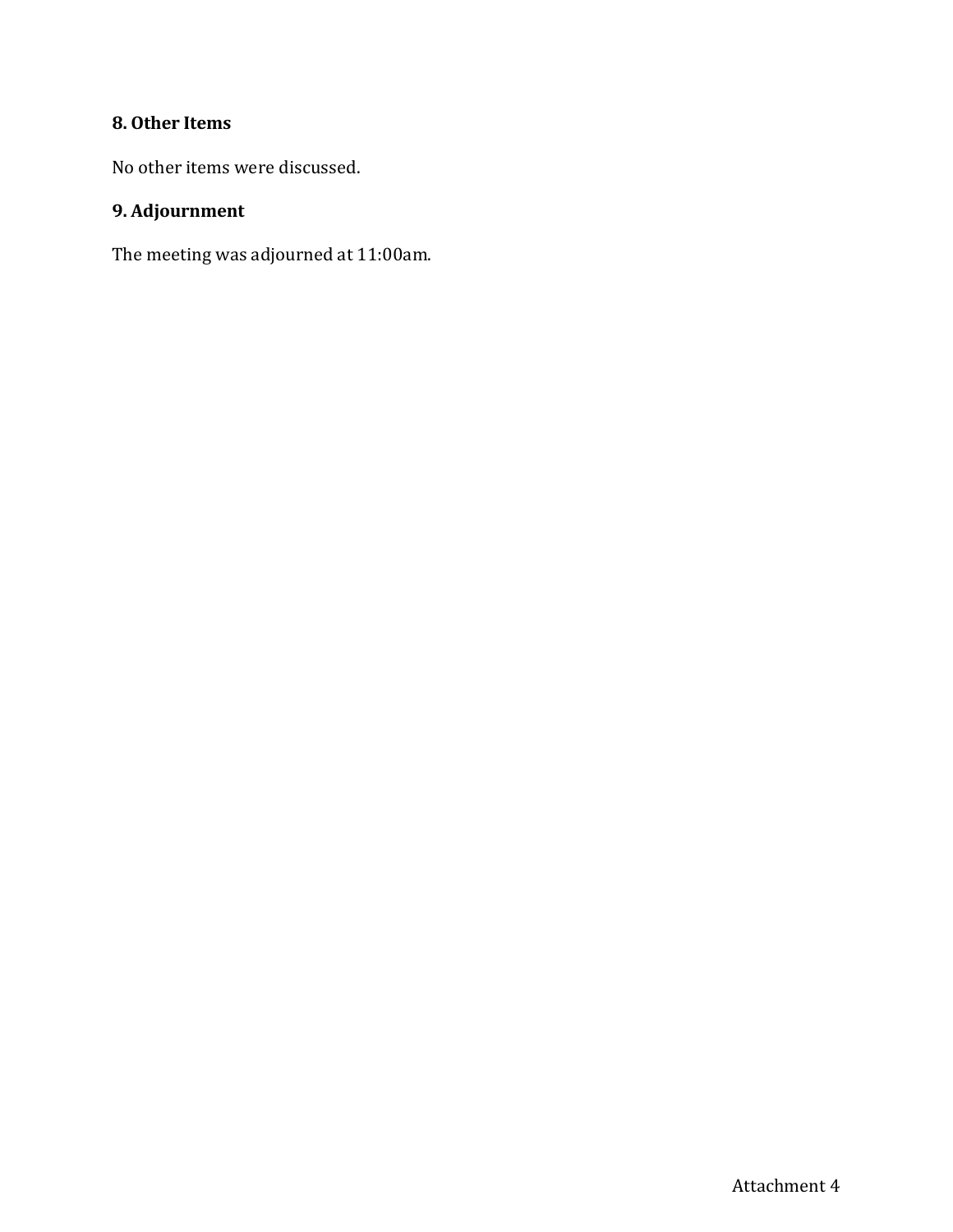**8. Other Items**

No other items were discussed.

**9. Adjournment**

The meeting was adjourned at 11:00am.

Attachment 4